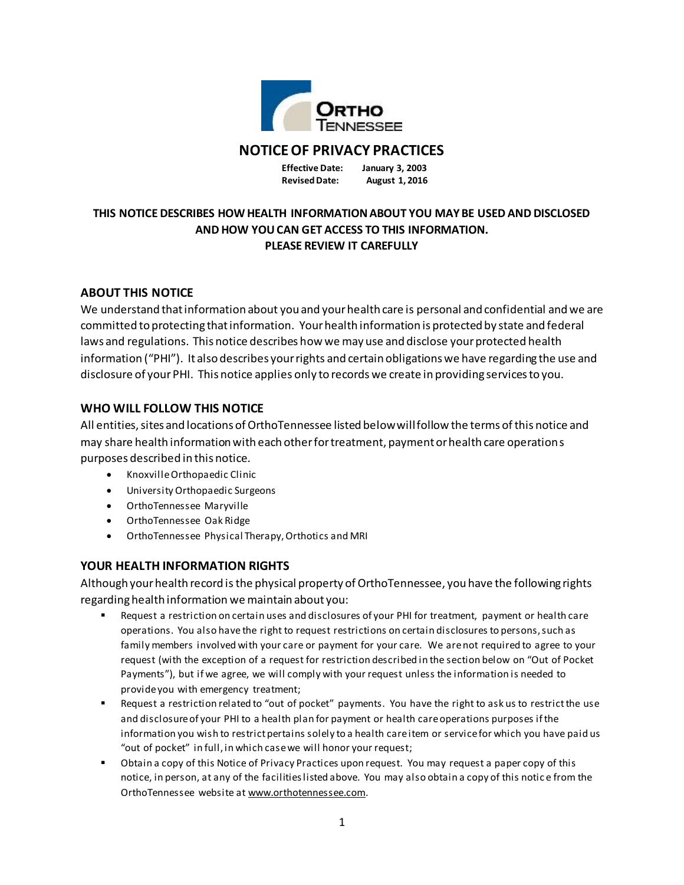# NOTICE OF PRIVACY PRACTICES

**Effective Date: January 3, 2003**
**Revised Date: August 1, 2016**

**THIS NOTICE DESCRIBES HOW HEALTH INFORMATION ABOUT YOU MAY BE USED AND DISCLOSED AND HOW YOU CAN GET ACCESS TO THIS INFORMATION. PLEASE REVIEW IT CAREFULLY**

## ABOUT THIS NOTICE

We understand that information about you and your health care is personal and confidential and we are committed to protecting that information. Your health information is protected by state and federal laws and regulations. This notice describes how we may use and disclose your protected health information ("PHI"). It also describes your rights and certain obligations we have regarding the use and disclosure of your PHI. This notice applies only to records we create in providing services to you.

## WHO WILL FOLLOW THIS NOTICE

All entities, sites and locations of OrthoTennessee listed below will follow the terms of this notice and may share health information with each other for treatment, payment or health care operations purposes described in this notice.

- Knoxville Orthopaedic Clinic
- University Orthopaedic Surgeons
- OrthoTennessee Maryville
- OrthoTennessee Oak Ridge
- OrthoTennessee Physical Therapy, Orthotics and MRI

## YOUR HEALTH INFORMATION RIGHTS

Although your health record is the physical property of OrthoTennessee, you have the following rights regarding health information we maintain about you:

- Request a restriction on certain uses and disclosures of your PHI for treatment, payment or health care operations. You also have the right to request restrictions on certain disclosures to persons, such as family members involved with your care or payment for your care. We are not required to agree to your request (with the exception of a request for restriction described in the section below on "Out of Pocket Payments"), but if we agree, we will comply with your request unless the information is needed to provide you with emergency treatment;
- Request a restriction related to "out of pocket" payments. You have the right to ask us to restrict the use and disclosure of your PHI to a health plan for payment or health care operations purposes if the information you wish to restrict pertains solely to a health care item or service for which you have paid us "out of pocket" in full, in which case we will honor your request;
- Obtain a copy of this Notice of Privacy Practices upon request. You may request a paper copy of this notice, in person, at any of the facilities listed above. You may also obtain a copy of this notice from the OrthoTennessee website at www.orthotennessee.com.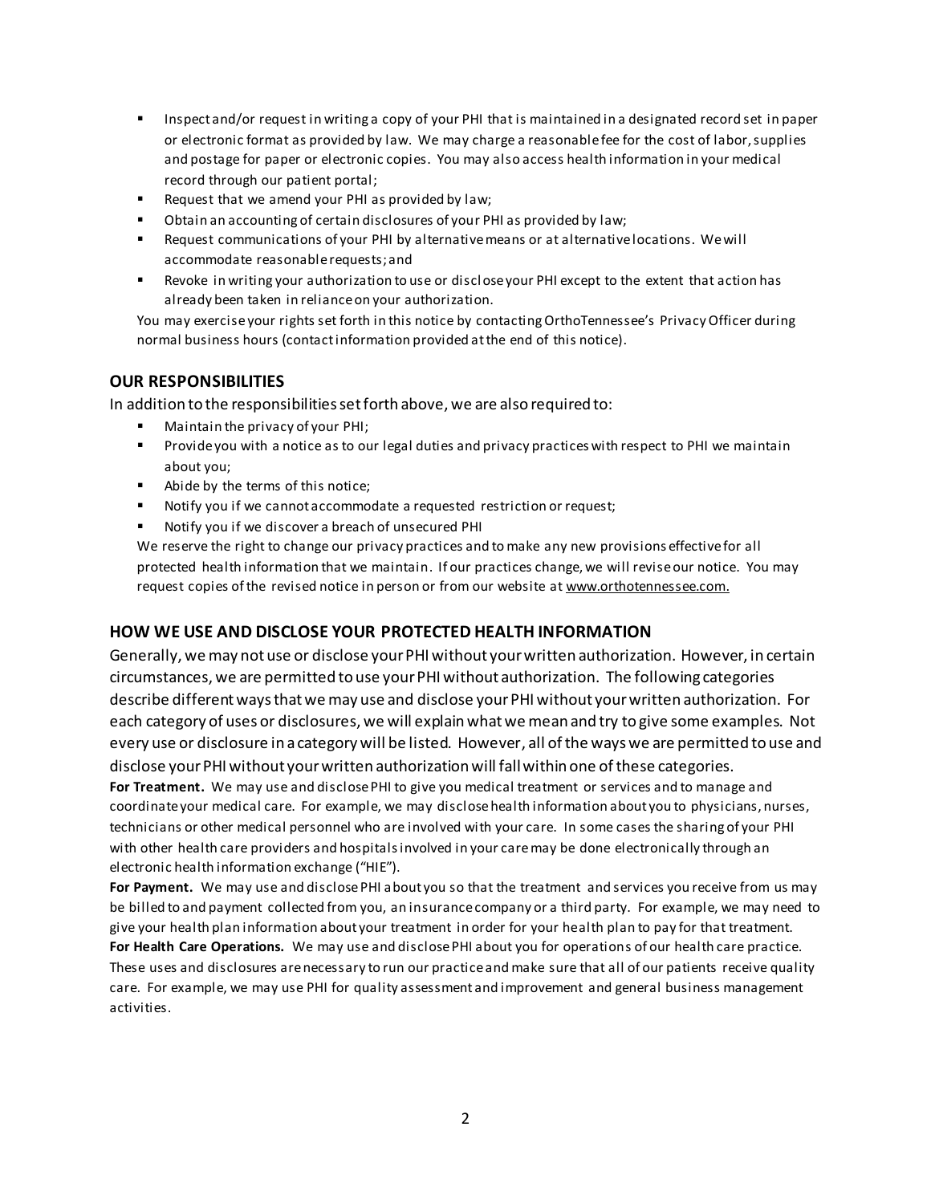- Inspect and/or request in writing a copy of your PHI that is maintained in a designated record set in paper or electronic format as provided by law. We may charge a reasonable fee for the cost of labor, supplies and postage for paper or electronic copies. You may also access health information in your medical record through our patient portal;
- Request that we amend your PHI as provided by law;
- Obtain an accounting of certain disclosures of your PHI as provided by law;
- Request communications of your PHI by alternative means or at alternative locations. We will accommodate reasonable requests; and
- Revoke in writing your authorization to use or disclose your PHI except to the extent that action has already been taken in reliance on your authorization.

You may exercise your rights set forth in this notice by contacting OrthoTennessee's Privacy Officer during normal business hours (contact information provided at the end of this notice).

## OUR RESPONSIBILITIES

In addition to the responsibilities set forth above, we are also required to:

- Maintain the privacy of your PHI;
- Provide you with a notice as to our legal duties and privacy practices with respect to PHI we maintain about you;
- Abide by the terms of this notice;
- Notify you if we cannot accommodate a requested restriction or request;
- Notify you if we discover a breach of unsecured PHI

We reserve the right to change our privacy practices and to make any new provisions effective for all protected health information that we maintain. If our practices change, we will revise our notice. You may request copies of the revised notice in person or from our website at www.orthotennessee.com.

## HOW WE USE AND DISCLOSE YOUR PROTECTED HEALTH INFORMATION

Generally, we may not use or disclose your PHI without your written authorization. However, in certain circumstances, we are permitted to use your PHI without authorization. The following categories describe different ways that we may use and disclose your PHI without your written authorization. For each category of uses or disclosures, we will explain what we mean and try to give some examples. Not every use or disclosure in a category will be listed. However, all of the ways we are permitted to use and disclose your PHI without your written authorization will fall within one of these categories.

**For Treatment.** We may use and disclose PHI to give you medical treatment or services and to manage and coordinate your medical care. For example, we may disclose health information about you to physicians, nurses, technicians or other medical personnel who are involved with your care. In some cases the sharing of your PHI with other health care providers and hospitals involved in your care may be done electronically through an electronic health information exchange ("HIE").

**For Payment.** We may use and disclose PHI about you so that the treatment and services you receive from us may be billed to and payment collected from you, an insurance company or a third party. For example, we may need to give your health plan information about your treatment in order for your health plan to pay for that treatment.

**For Health Care Operations.** We may use and disclose PHI about you for operations of our health care practice. These uses and disclosures are necessary to run our practice and make sure that all of our patients receive quality care. For example, we may use PHI for quality assessment and improvement and general business management activities.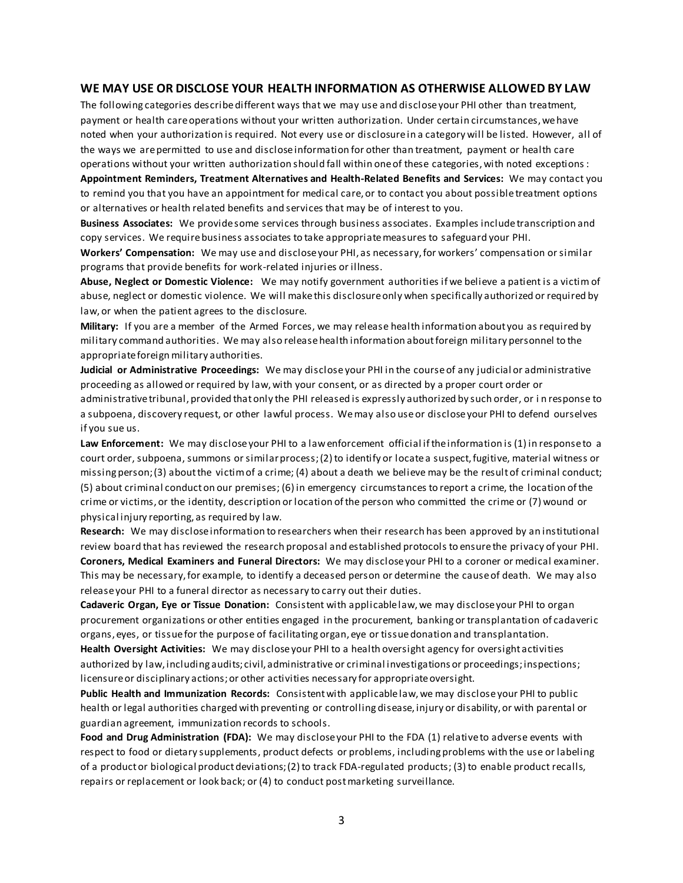## WE MAY USE OR DISCLOSE YOUR HEALTH INFORMATION AS OTHERWISE ALLOWED BY LAW

The following categories describe different ways that we may use and disclose your PHI other than treatment, payment or health care operations without your written authorization. Under certain circumstances, we have noted when your authorization is required. Not every use or disclosure in a category will be listed. However, all of the ways we are permitted to use and disclose information for other than treatment, payment or health care operations without your written authorization should fall within one of these categories, with noted exceptions :

**Appointment Reminders, Treatment Alternatives and Health-Related Benefits and Services:** We may contact you to remind you that you have an appointment for medical care, or to contact you about possible treatment options or alternatives or health related benefits and services that may be of interest to you.

**Business Associates:** We provide some services through business associates. Examples include transcription and copy services. We require business associates to take appropriate measures to safeguard your PHI.

**Workers' Compensation:** We may use and disclose your PHI, as necessary, for workers' compensation or similar programs that provide benefits for work-related injuries or illness.

**Abuse, Neglect or Domestic Violence:** We may notify government authorities if we believe a patient is a victim of abuse, neglect or domestic violence. We will make this disclosure only when specifically authorized or required by law, or when the patient agrees to the disclosure.

**Military:** If you are a member of the Armed Forces, we may release health information about you as required by military command authorities. We may also release health information about foreign military personnel to the appropriate foreign military authorities.

**Judicial or Administrative Proceedings:** We may disclose your PHI in the course of any judicial or administrative proceeding as allowed or required by law, with your consent, or as directed by a proper court order or administrative tribunal, provided that only the PHI released is expressly authorized by such order, or in response to a subpoena, discovery request, or other lawful process. We may also use or disclose your PHI to defend ourselves if you sue us.

**Law Enforcement:** We may disclose your PHI to a law enforcement official if the information is (1) in response to a court order, subpoena, summons or similar process; (2) to identify or locate a suspect, fugitive, material witness or missing person; (3) about the victim of a crime; (4) about a death we believe may be the result of criminal conduct; (5) about criminal conduct on our premises; (6) in emergency circumstances to report a crime, the location of the crime or victims, or the identity, description or location of the person who committed the crime or (7) wound or physical injury reporting, as required by law.

**Research:** We may disclose information to researchers when their research has been approved by an institutional review board that has reviewed the research proposal and established protocols to ensure the privacy of your PHI.

**Coroners, Medical Examiners and Funeral Directors:** We may disclose your PHI to a coroner or medical examiner. This may be necessary, for example, to identify a deceased person or determine the cause of death. We may also release your PHI to a funeral director as necessary to carry out their duties.

**Cadaveric Organ, Eye or Tissue Donation:** Consistent with applicable law, we may disclose your PHI to organ procurement organizations or other entities engaged in the procurement, banking or transplantation of cadaveric organs, eyes, or tissue for the purpose of facilitating organ, eye or tissue donation and transplantation.

**Health Oversight Activities:** We may disclose your PHI to a health oversight agency for oversight activities authorized by law, including audits; civil, administrative or criminal investigations or proceedings; inspections; licensure or disciplinary actions; or other activities necessary for appropriate oversight.

**Public Health and Immunization Records:** Consistent with applicable law, we may disclose your PHI to public health or legal authorities charged with preventing or controlling disease, injury or disability, or with parental or guardian agreement, immunization records to schools.

**Food and Drug Administration (FDA):** We may disclose your PHI to the FDA (1) relative to adverse events with respect to food or dietary supplements, product defects or problems, including problems with the use or labeling of a product or biological product deviations; (2) to track FDA-regulated products; (3) to enable product recalls, repairs or replacement or look back; or (4) to conduct post marketing surveillance.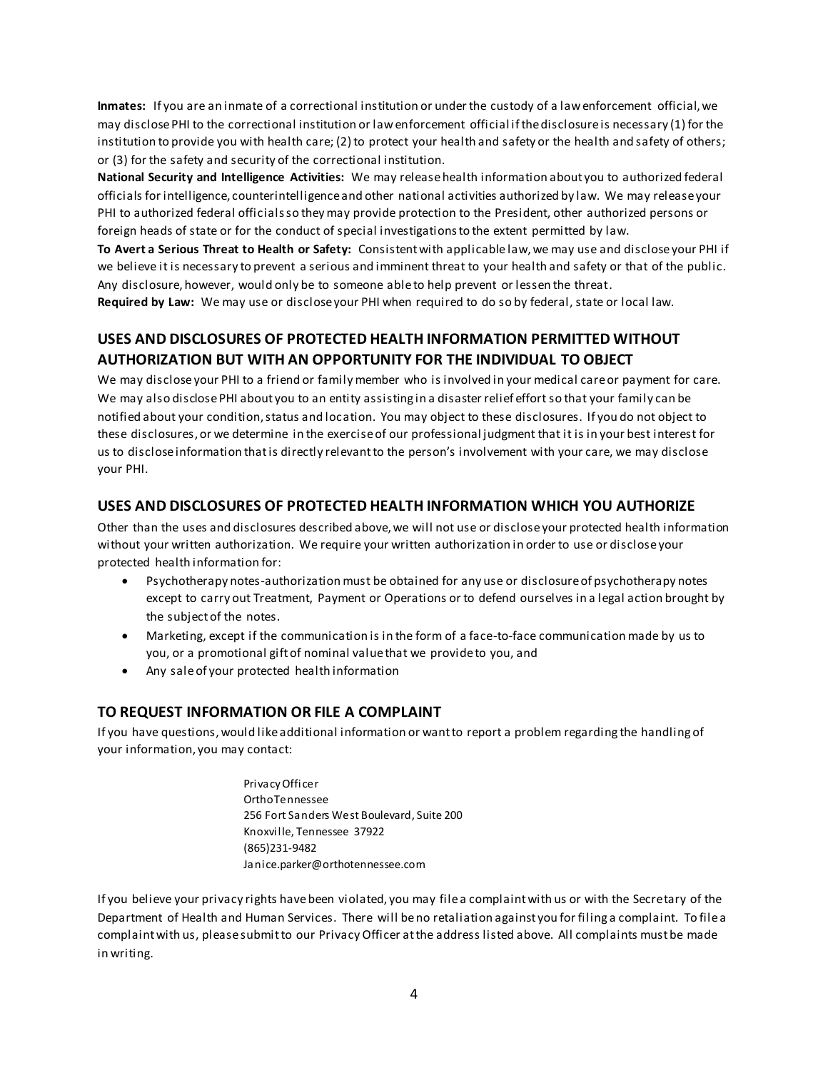**Inmates:** If you are an inmate of a correctional institution or under the custody of a law enforcement official, we may disclose PHI to the correctional institution or law enforcement official if the disclosure is necessary (1) for the institution to provide you with health care; (2) to protect your health and safety or the health and safety of others; or (3) for the safety and security of the correctional institution.

**National Security and Intelligence Activities:** We may release health information about you to authorized federal officials for intelligence, counterintelligence and other national activities authorized by law. We may release your PHI to authorized federal officials so they may provide protection to the President, other authorized persons or foreign heads of state or for the conduct of special investigations to the extent permitted by law.

**To Avert a Serious Threat to Health or Safety:** Consistent with applicable law, we may use and disclose your PHI if we believe it is necessary to prevent a serious and imminent threat to your health and safety or that of the public. Any disclosure, however, would only be to someone able to help prevent or lessen the threat.

**Required by Law:** We may use or disclose your PHI when required to do so by federal, state or local law.

## USES AND DISCLOSURES OF PROTECTED HEALTH INFORMATION PERMITTED WITHOUT AUTHORIZATION BUT WITH AN OPPORTUNITY FOR THE INDIVIDUAL TO OBJECT

We may disclose your PHI to a friend or family member who is involved in your medical care or payment for care. We may also disclose PHI about you to an entity assisting in a disaster relief effort so that your family can be notified about your condition, status and location. You may object to these disclosures. If you do not object to these disclosures, or we determine in the exercise of our professional judgment that it is in your best interest for us to disclose information that is directly relevant to the person's involvement with your care, we may disclose your PHI.

## USES AND DISCLOSURES OF PROTECTED HEALTH INFORMATION WHICH YOU AUTHORIZE

Other than the uses and disclosures described above, we will not use or disclose your protected health information without your written authorization. We require your written authorization in order to use or disclose your protected health information for:

- Psychotherapy notes-authorization must be obtained for any use or disclosure of psychotherapy notes except to carry out Treatment, Payment or Operations or to defend ourselves in a legal action brought by the subject of the notes.
- Marketing, except if the communication is in the form of a face-to-face communication made by us to you, or a promotional gift of nominal value that we provide to you, and
- Any sale of your protected health information

## TO REQUEST INFORMATION OR FILE A COMPLAINT

If you have questions, would like additional information or want to report a problem regarding the handling of your information, you may contact:

Privacy Officer
OrthoTennessee
256 Fort Sanders West Boulevard, Suite 200
Knoxville, Tennessee 37922
(865)231-9482
Janice.parker@orthotennessee.com

If you believe your privacy rights have been violated, you may file a complaint with us or with the Secretary of the Department of Health and Human Services. There will be no retaliation against you for filing a complaint. To file a complaint with us, please submit to our Privacy Officer at the address listed above. All complaints must be made in writing.